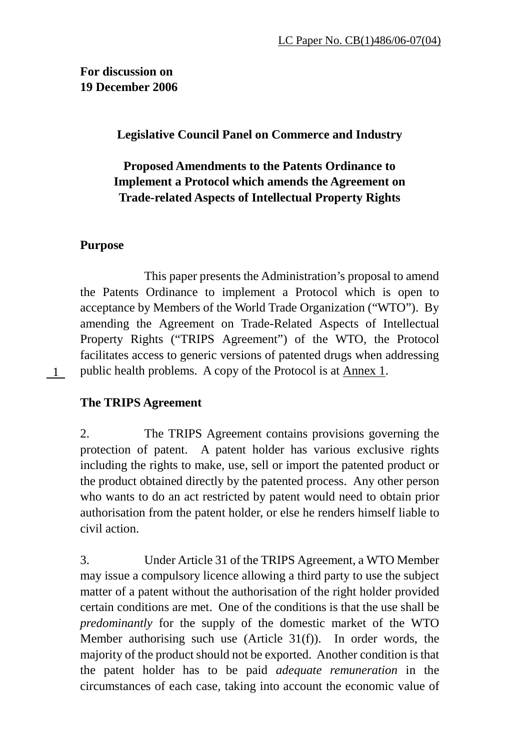LC Paper No. CB(1)486/06-07(04)

**For discussion on**
**19 December 2006**

**Legislative Council Panel on Commerce and Industry**

**Proposed Amendments to the Patents Ordinance to Implement a Protocol which amends the Agreement on Trade-related Aspects of Intellectual Property Rights**

**Purpose**

This paper presents the Administration's proposal to amend the Patents Ordinance to implement a Protocol which is open to acceptance by Members of the World Trade Organization ("WTO"). By amending the Agreement on Trade-Related Aspects of Intellectual Property Rights ("TRIPS Agreement") of the WTO, the Protocol facilitates access to generic versions of patented drugs when addressing public health problems. A copy of the Protocol is at Annex 1.

1

**The TRIPS Agreement**

2. The TRIPS Agreement contains provisions governing the protection of patent. A patent holder has various exclusive rights including the rights to make, use, sell or import the patented product or the product obtained directly by the patented process. Any other person who wants to do an act restricted by patent would need to obtain prior authorisation from the patent holder, or else he renders himself liable to civil action.

3. Under Article 31 of the TRIPS Agreement, a WTO Member may issue a compulsory licence allowing a third party to use the subject matter of a patent without the authorisation of the right holder provided certain conditions are met. One of the conditions is that the use shall be *predominantly* for the supply of the domestic market of the WTO Member authorising such use (Article 31(f)). In order words, the majority of the product should not be exported. Another condition is that the patent holder has to be paid *adequate remuneration* in the circumstances of each case, taking into account the economic value of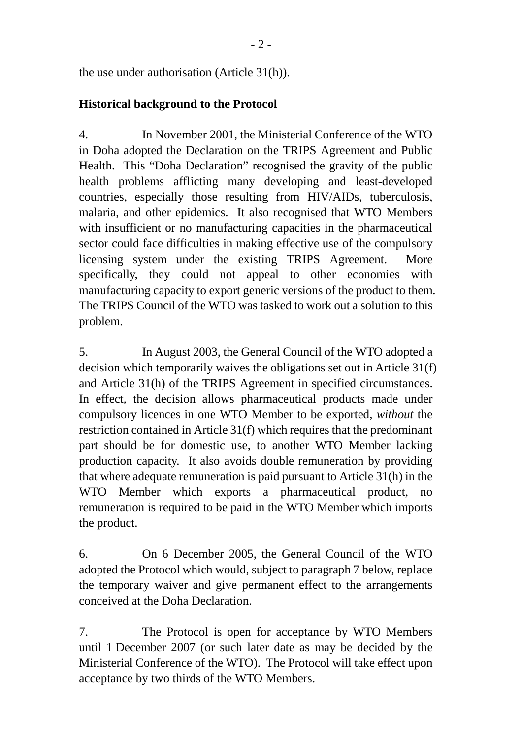the use under authorisation (Article 31(h)).

**Historical background to the Protocol**

4. In November 2001, the Ministerial Conference of the WTO in Doha adopted the Declaration on the TRIPS Agreement and Public Health. This "Doha Declaration" recognised the gravity of the public health problems afflicting many developing and least-developed countries, especially those resulting from HIV/AIDs, tuberculosis, malaria, and other epidemics. It also recognised that WTO Members with insufficient or no manufacturing capacities in the pharmaceutical sector could face difficulties in making effective use of the compulsory licensing system under the existing TRIPS Agreement. More specifically, they could not appeal to other economies with manufacturing capacity to export generic versions of the product to them. The TRIPS Council of the WTO was tasked to work out a solution to this problem.

5. In August 2003, the General Council of the WTO adopted a decision which temporarily waives the obligations set out in Article 31(f) and Article 31(h) of the TRIPS Agreement in specified circumstances. In effect, the decision allows pharmaceutical products made under compulsory licences in one WTO Member to be exported, *without* the restriction contained in Article 31(f) which requires that the predominant part should be for domestic use, to another WTO Member lacking production capacity. It also avoids double remuneration by providing that where adequate remuneration is paid pursuant to Article 31(h) in the WTO Member which exports a pharmaceutical product, no remuneration is required to be paid in the WTO Member which imports the product.

6. On 6 December 2005, the General Council of the WTO adopted the Protocol which would, subject to paragraph 7 below, replace the temporary waiver and give permanent effect to the arrangements conceived at the Doha Declaration.

7. The Protocol is open for acceptance by WTO Members until 1 December 2007 (or such later date as may be decided by the Ministerial Conference of the WTO). The Protocol will take effect upon acceptance by two thirds of the WTO Members.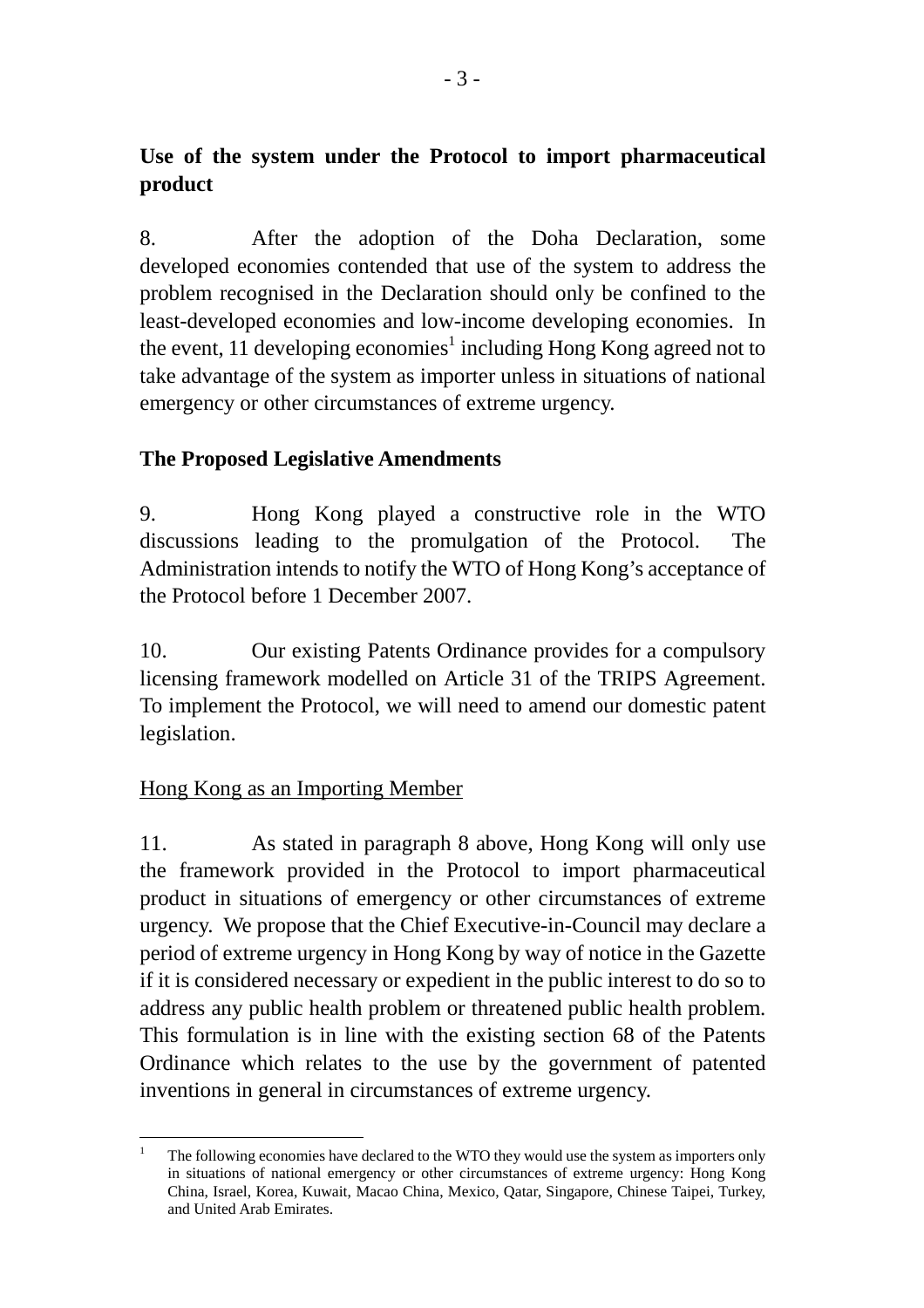**Use of the system under the Protocol to import pharmaceutical product**

8. After the adoption of the Doha Declaration, some developed economies contended that use of the system to address the problem recognised in the Declaration should only be confined to the least-developed economies and low-income developing economies. In the event, 11 developing economies[1] including Hong Kong agreed not to take advantage of the system as importer unless in situations of national emergency or other circumstances of extreme urgency.

**The Proposed Legislative Amendments**

9. Hong Kong played a constructive role in the WTO discussions leading to the promulgation of the Protocol. The Administration intends to notify the WTO of Hong Kong's acceptance of the Protocol before 1 December 2007.

10. Our existing Patents Ordinance provides for a compulsory licensing framework modelled on Article 31 of the TRIPS Agreement. To implement the Protocol, we will need to amend our domestic patent legislation.

<u>Hong Kong as an Importing Member</u>

11. As stated in paragraph 8 above, Hong Kong will only use the framework provided in the Protocol to import pharmaceutical product in situations of emergency or other circumstances of extreme urgency. We propose that the Chief Executive-in-Council may declare a period of extreme urgency in Hong Kong by way of notice in the Gazette if it is considered necessary or expedient in the public interest to do so to address any public health problem or threatened public health problem. This formulation is in line with the existing section 68 of the Patents Ordinance which relates to the use by the government of patented inventions in general in circumstances of extreme urgency.

---

[1] The following economies have declared to the WTO they would use the system as importers only in situations of national emergency or other circumstances of extreme urgency: Hong Kong China, Israel, Korea, Kuwait, Macao China, Mexico, Qatar, Singapore, Chinese Taipei, Turkey, and United Arab Emirates.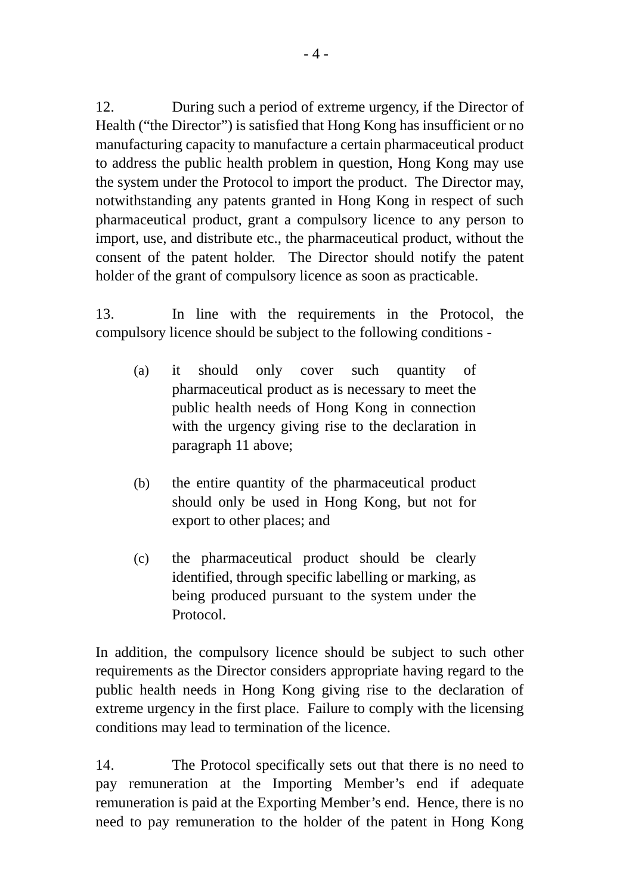12. During such a period of extreme urgency, if the Director of Health ("the Director") is satisfied that Hong Kong has insufficient or no manufacturing capacity to manufacture a certain pharmaceutical product to address the public health problem in question, Hong Kong may use the system under the Protocol to import the product. The Director may, notwithstanding any patents granted in Hong Kong in respect of such pharmaceutical product, grant a compulsory licence to any person to import, use, and distribute etc., the pharmaceutical product, without the consent of the patent holder. The Director should notify the patent holder of the grant of compulsory licence as soon as practicable.

13. In line with the requirements in the Protocol, the compulsory licence should be subject to the following conditions -

(a) it should only cover such quantity of pharmaceutical product as is necessary to meet the public health needs of Hong Kong in connection with the urgency giving rise to the declaration in paragraph 11 above;

(b) the entire quantity of the pharmaceutical product should only be used in Hong Kong, but not for export to other places; and

(c) the pharmaceutical product should be clearly identified, through specific labelling or marking, as being produced pursuant to the system under the Protocol.

In addition, the compulsory licence should be subject to such other requirements as the Director considers appropriate having regard to the public health needs in Hong Kong giving rise to the declaration of extreme urgency in the first place. Failure to comply with the licensing conditions may lead to termination of the licence.

14. The Protocol specifically sets out that there is no need to pay remuneration at the Importing Member's end if adequate remuneration is paid at the Exporting Member's end. Hence, there is no need to pay remuneration to the holder of the patent in Hong Kong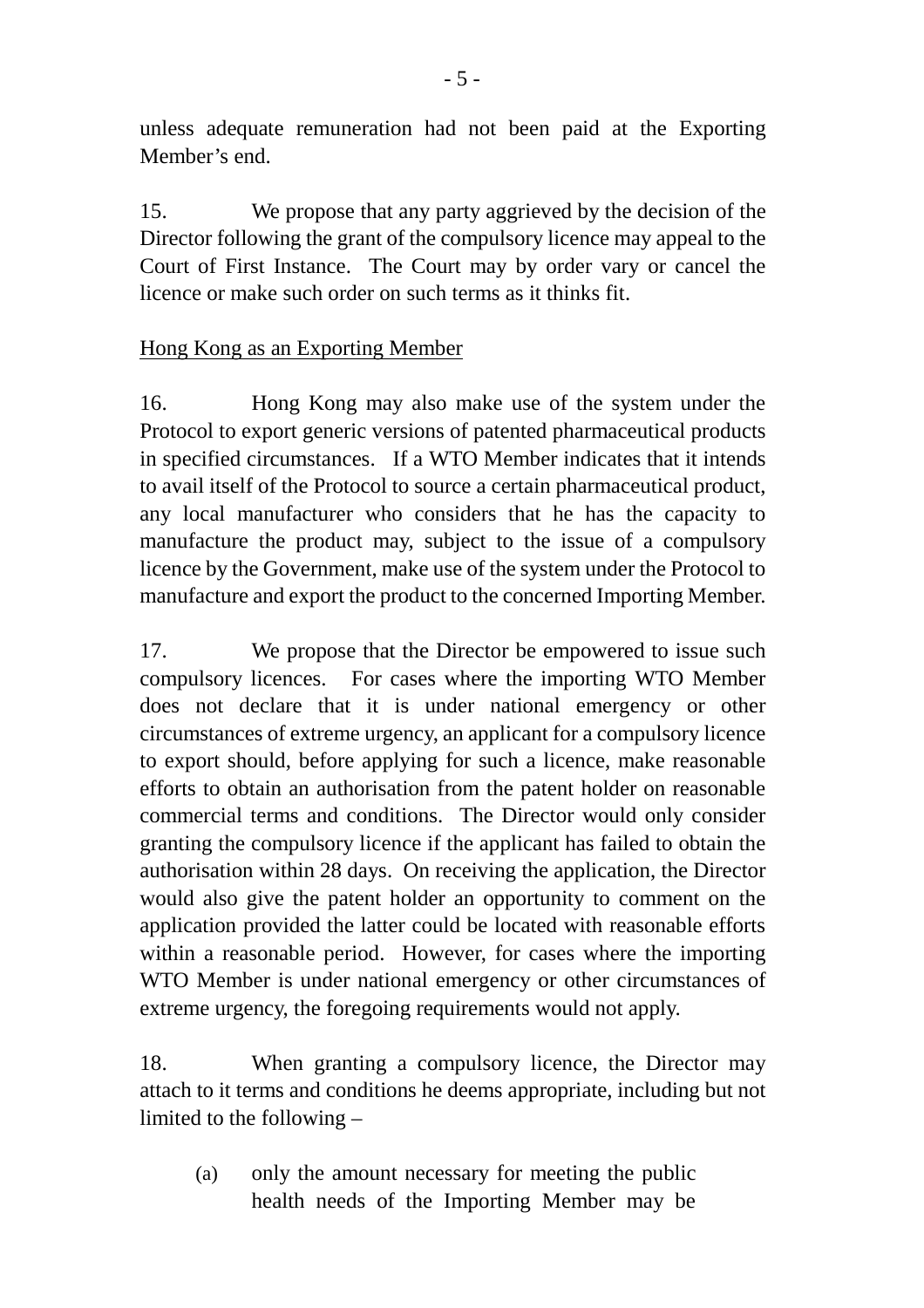unless adequate remuneration had not been paid at the Exporting Member's end.

15. We propose that any party aggrieved by the decision of the Director following the grant of the compulsory licence may appeal to the Court of First Instance. The Court may by order vary or cancel the licence or make such order on such terms as it thinks fit.

<u>Hong Kong as an Exporting Member</u>

16. Hong Kong may also make use of the system under the Protocol to export generic versions of patented pharmaceutical products in specified circumstances. If a WTO Member indicates that it intends to avail itself of the Protocol to source a certain pharmaceutical product, any local manufacturer who considers that he has the capacity to manufacture the product may, subject to the issue of a compulsory licence by the Government, make use of the system under the Protocol to manufacture and export the product to the concerned Importing Member.

17. We propose that the Director be empowered to issue such compulsory licences. For cases where the importing WTO Member does not declare that it is under national emergency or other circumstances of extreme urgency, an applicant for a compulsory licence to export should, before applying for such a licence, make reasonable efforts to obtain an authorisation from the patent holder on reasonable commercial terms and conditions. The Director would only consider granting the compulsory licence if the applicant has failed to obtain the authorisation within 28 days. On receiving the application, the Director would also give the patent holder an opportunity to comment on the application provided the latter could be located with reasonable efforts within a reasonable period. However, for cases where the importing WTO Member is under national emergency or other circumstances of extreme urgency, the foregoing requirements would not apply.

18. When granting a compulsory licence, the Director may attach to it terms and conditions he deems appropriate, including but not limited to the following –

(a) only the amount necessary for meeting the public health needs of the Importing Member may be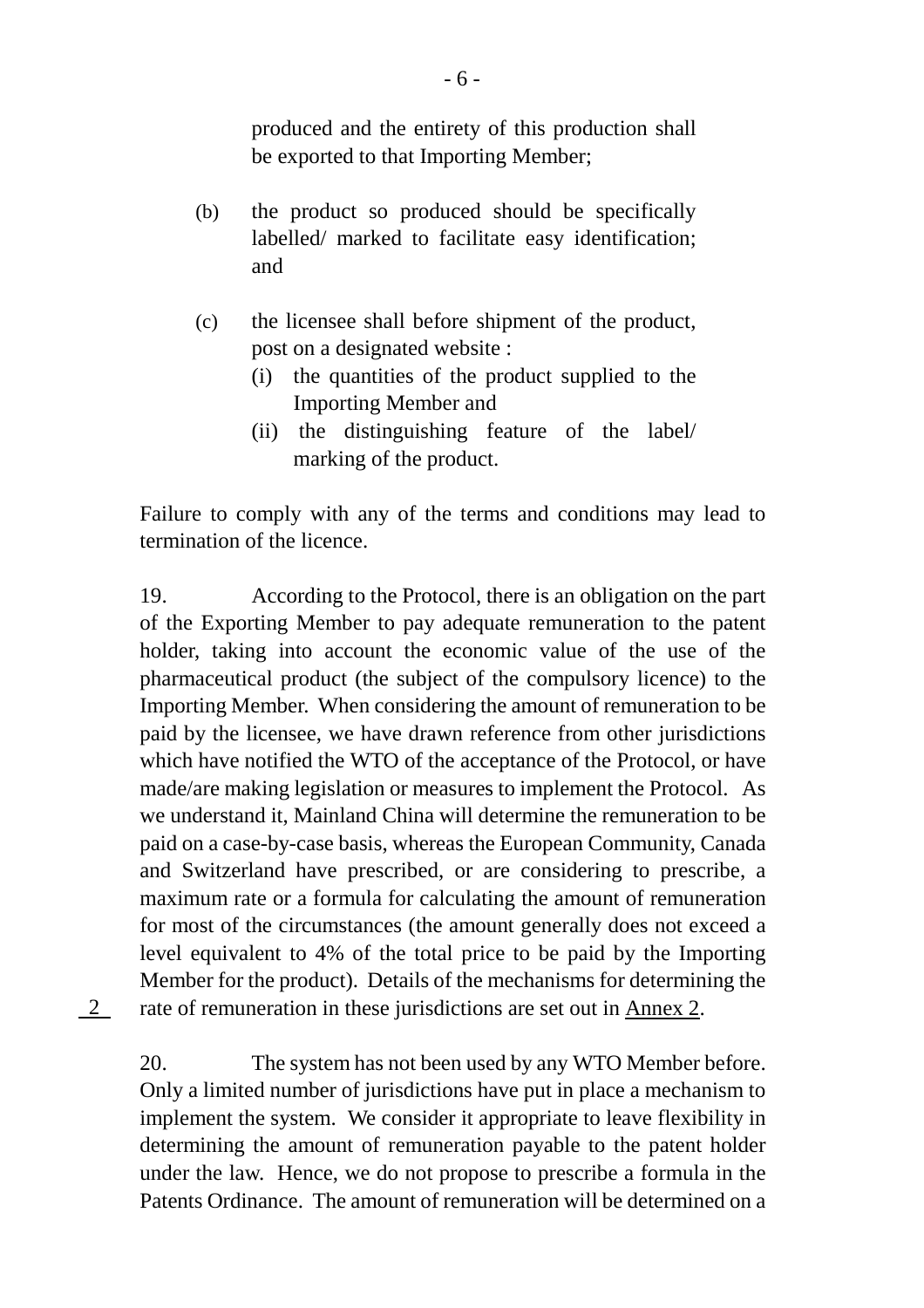produced and the entirety of this production shall be exported to that Importing Member;

(b) the product so produced should be specifically labelled/ marked to facilitate easy identification; and

(c) the licensee shall before shipment of the product, post on a designated website :
   (i) the quantities of the product supplied to the Importing Member and
   (ii) the distinguishing feature of the label/ marking of the product.

Failure to comply with any of the terms and conditions may lead to termination of the licence.

19. According to the Protocol, there is an obligation on the part of the Exporting Member to pay adequate remuneration to the patent holder, taking into account the economic value of the use of the pharmaceutical product (the subject of the compulsory licence) to the Importing Member. When considering the amount of remuneration to be paid by the licensee, we have drawn reference from other jurisdictions which have notified the WTO of the acceptance of the Protocol, or have made/are making legislation or measures to implement the Protocol. As we understand it, Mainland China will determine the remuneration to be paid on a case-by-case basis, whereas the European Community, Canada and Switzerland have prescribed, or are considering to prescribe, a maximum rate or a formula for calculating the amount of remuneration for most of the circumstances (the amount generally does not exceed a level equivalent to 4% of the total price to be paid by the Importing Member for the product). Details of the mechanisms for determining the rate of remuneration in these jurisdictions are set out in Annex 2.

20. The system has not been used by any WTO Member before. Only a limited number of jurisdictions have put in place a mechanism to implement the system. We consider it appropriate to leave flexibility in determining the amount of remuneration payable to the patent holder under the law. Hence, we do not propose to prescribe a formula in the Patents Ordinance. The amount of remuneration will be determined on a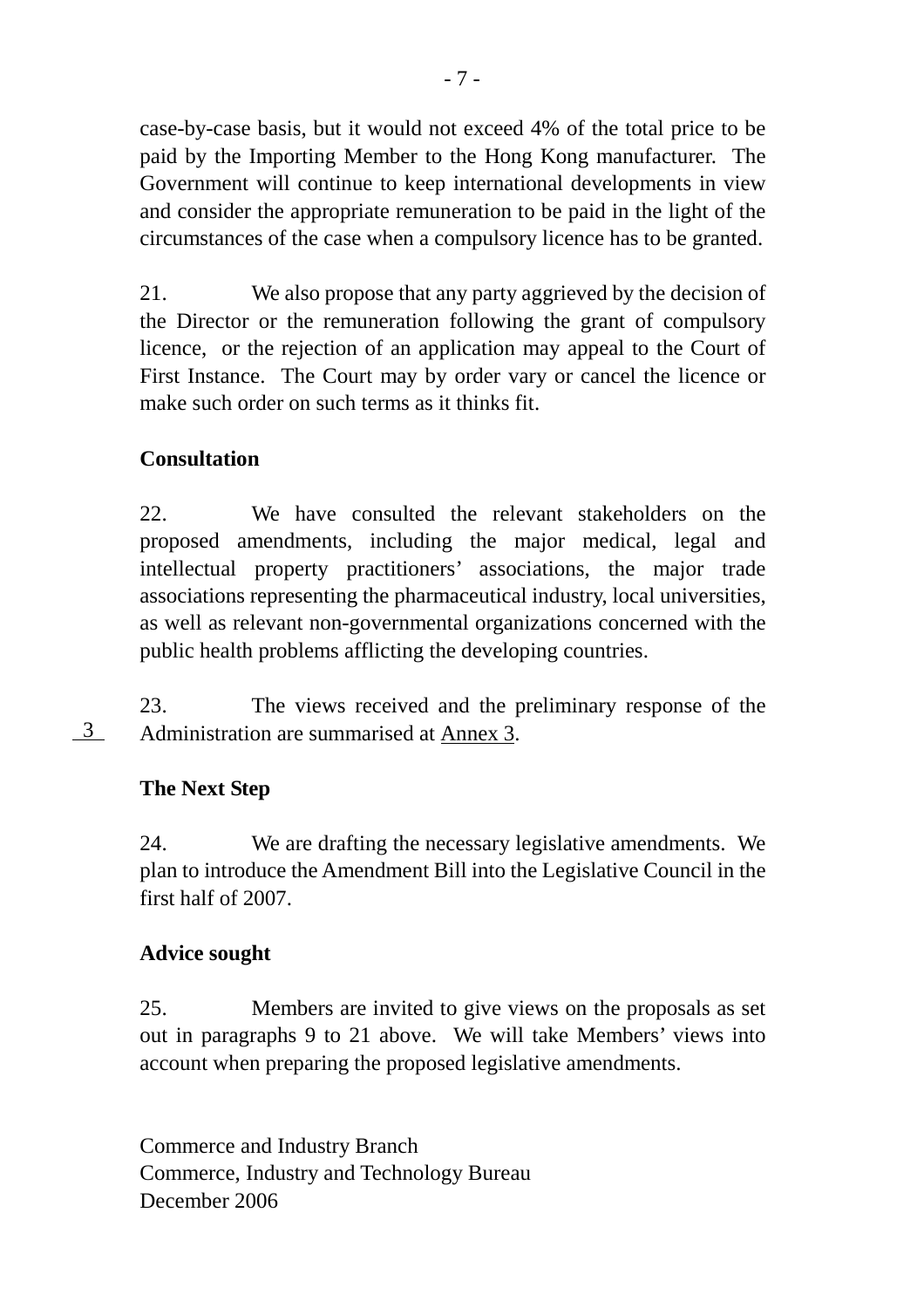case-by-case basis, but it would not exceed 4% of the total price to be paid by the Importing Member to the Hong Kong manufacturer. The Government will continue to keep international developments in view and consider the appropriate remuneration to be paid in the light of the circumstances of the case when a compulsory licence has to be granted.

21. We also propose that any party aggrieved by the decision of the Director or the remuneration following the grant of compulsory licence, or the rejection of an application may appeal to the Court of First Instance. The Court may by order vary or cancel the licence or make such order on such terms as it thinks fit.

**Consultation**

22. We have consulted the relevant stakeholders on the proposed amendments, including the major medical, legal and intellectual property practitioners' associations, the major trade associations representing the pharmaceutical industry, local universities, as well as relevant non-governmental organizations concerned with the public health problems afflicting the developing countries.

3

23. The views received and the preliminary response of the Administration are summarised at Annex 3.

**The Next Step**

24. We are drafting the necessary legislative amendments. We plan to introduce the Amendment Bill into the Legislative Council in the first half of 2007.

**Advice sought**

25. Members are invited to give views on the proposals as set out in paragraphs 9 to 21 above. We will take Members' views into account when preparing the proposed legislative amendments.

Commerce and Industry Branch
Commerce, Industry and Technology Bureau
December 2006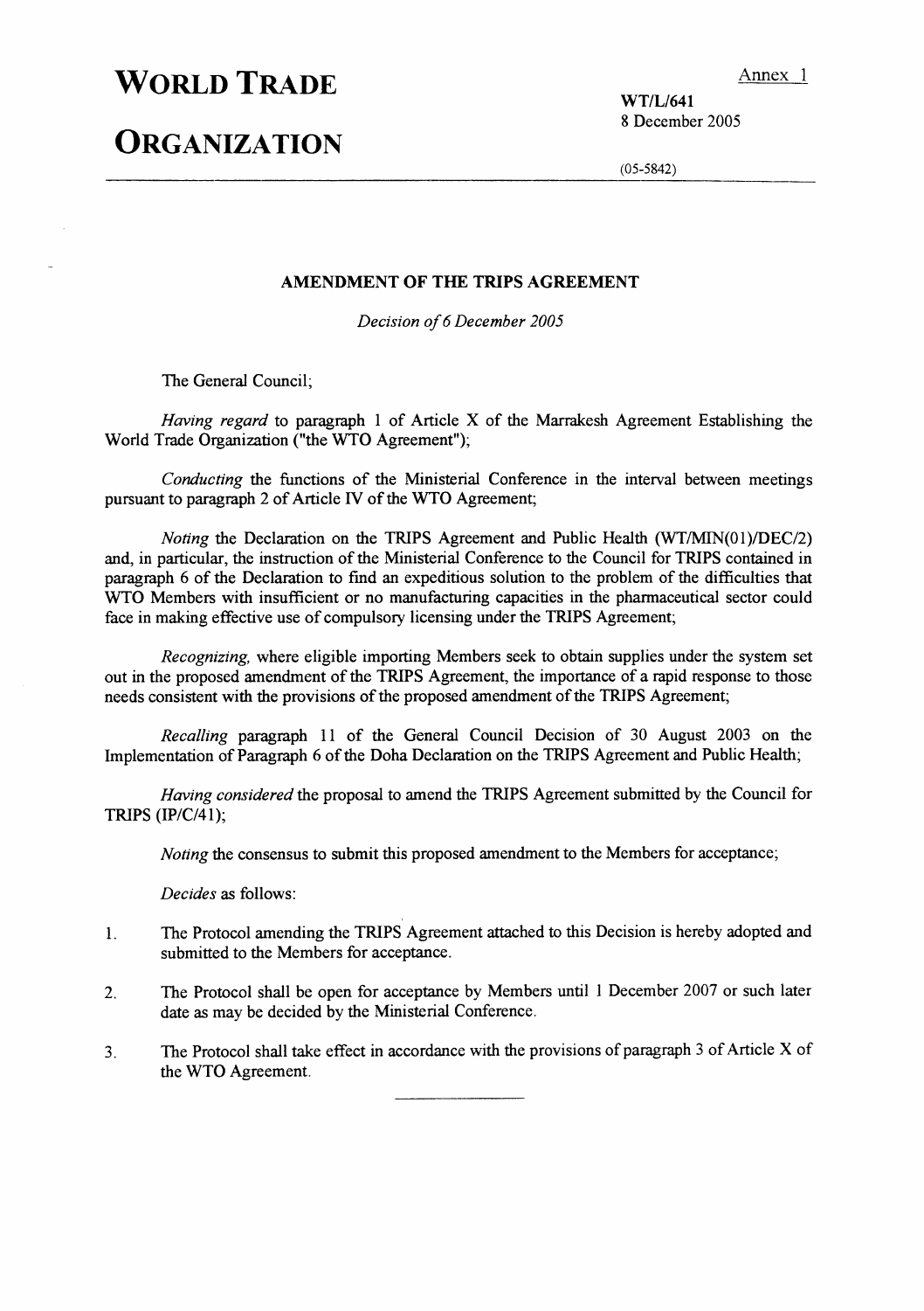Annex 1

# WORLD TRADE ORGANIZATION

**WT/L/641**
8 December 2005

(05-5842)

---

## AMENDMENT OF THE TRIPS AGREEMENT

*Decision of 6 December 2005*

The General Council;

*Having regard* to paragraph 1 of Article X of the Marrakesh Agreement Establishing the World Trade Organization ("the WTO Agreement");

*Conducting* the functions of the Ministerial Conference in the interval between meetings pursuant to paragraph 2 of Article IV of the WTO Agreement;

*Noting* the Declaration on the TRIPS Agreement and Public Health (WT/MIN(01)/DEC/2) and, in particular, the instruction of the Ministerial Conference to the Council for TRIPS contained in paragraph 6 of the Declaration to find an expeditious solution to the problem of the difficulties that WTO Members with insufficient or no manufacturing capacities in the pharmaceutical sector could face in making effective use of compulsory licensing under the TRIPS Agreement;

*Recognizing,* where eligible importing Members seek to obtain supplies under the system set out in the proposed amendment of the TRIPS Agreement, the importance of a rapid response to those needs consistent with the provisions of the proposed amendment of the TRIPS Agreement;

*Recalling* paragraph 11 of the General Council Decision of 30 August 2003 on the Implementation of Paragraph 6 of the Doha Declaration on the TRIPS Agreement and Public Health;

*Having considered* the proposal to amend the TRIPS Agreement submitted by the Council for TRIPS (IP/C/41);

*Noting* the consensus to submit this proposed amendment to the Members for acceptance;

*Decides* as follows:

1. The Protocol amending the TRIPS Agreement attached to this Decision is hereby adopted and submitted to the Members for acceptance.

2. The Protocol shall be open for acceptance by Members until 1 December 2007 or such later date as may be decided by the Ministerial Conference.

3. The Protocol shall take effect in accordance with the provisions of paragraph 3 of Article X of the WTO Agreement.

---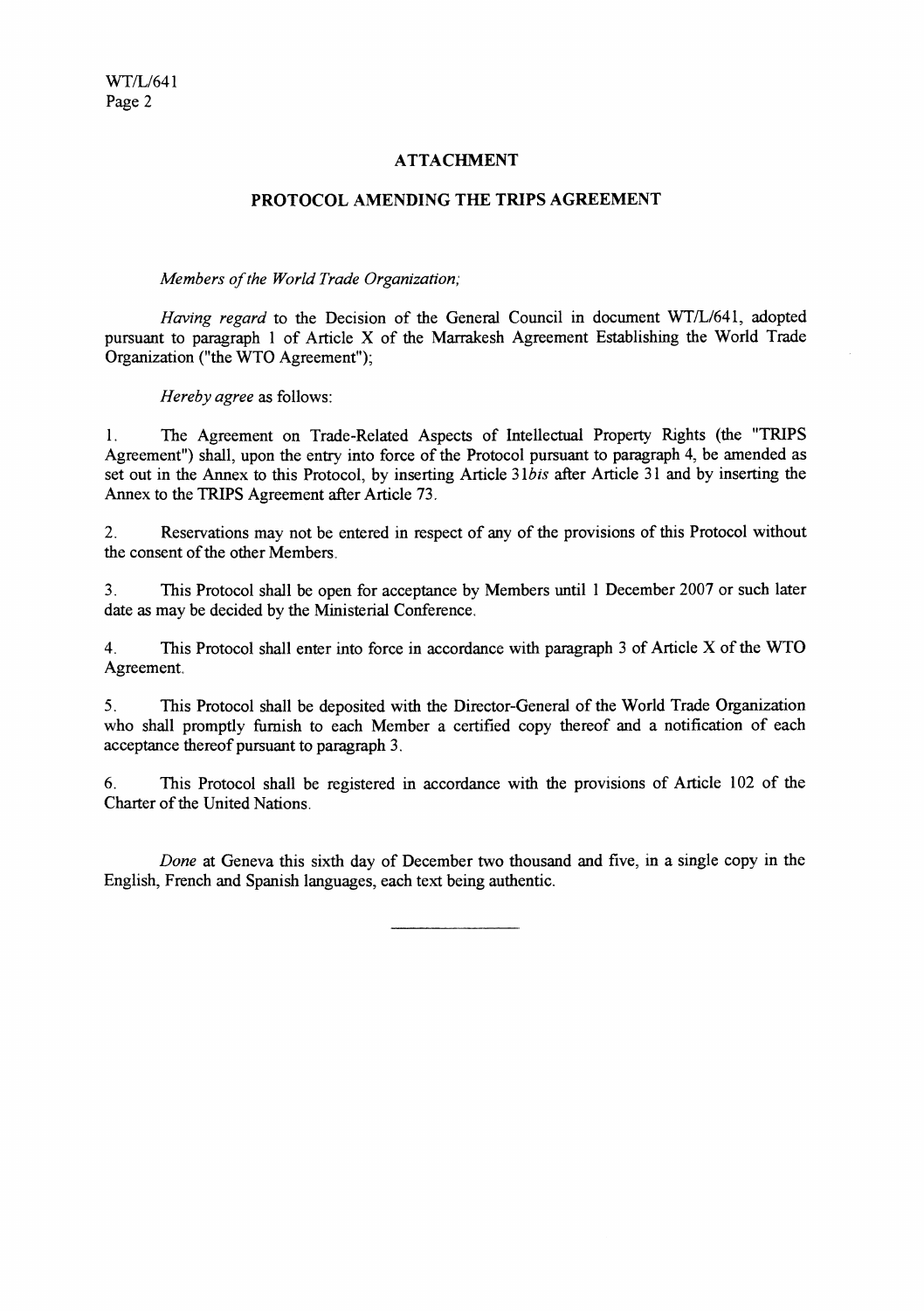## ATTACHMENT

## PROTOCOL AMENDING THE TRIPS AGREEMENT

*Members of the World Trade Organization;*

*Having regard* to the Decision of the General Council in document WT/L/641, adopted pursuant to paragraph 1 of Article X of the Marrakesh Agreement Establishing the World Trade Organization ("the WTO Agreement");

*Hereby agree* as follows:

1. The Agreement on Trade-Related Aspects of Intellectual Property Rights (the "TRIPS Agreement") shall, upon the entry into force of the Protocol pursuant to paragraph 4, be amended as set out in the Annex to this Protocol, by inserting Article 31*bis* after Article 31 and by inserting the Annex to the TRIPS Agreement after Article 73.

2. Reservations may not be entered in respect of any of the provisions of this Protocol without the consent of the other Members.

3. This Protocol shall be open for acceptance by Members until 1 December 2007 or such later date as may be decided by the Ministerial Conference.

4. This Protocol shall enter into force in accordance with paragraph 3 of Article X of the WTO Agreement.

5. This Protocol shall be deposited with the Director-General of the World Trade Organization who shall promptly furnish to each Member a certified copy thereof and a notification of each acceptance thereof pursuant to paragraph 3.

6. This Protocol shall be registered in accordance with the provisions of Article 102 of the Charter of the United Nations.

*Done* at Geneva this sixth day of December two thousand and five, in a single copy in the English, French and Spanish languages, each text being authentic.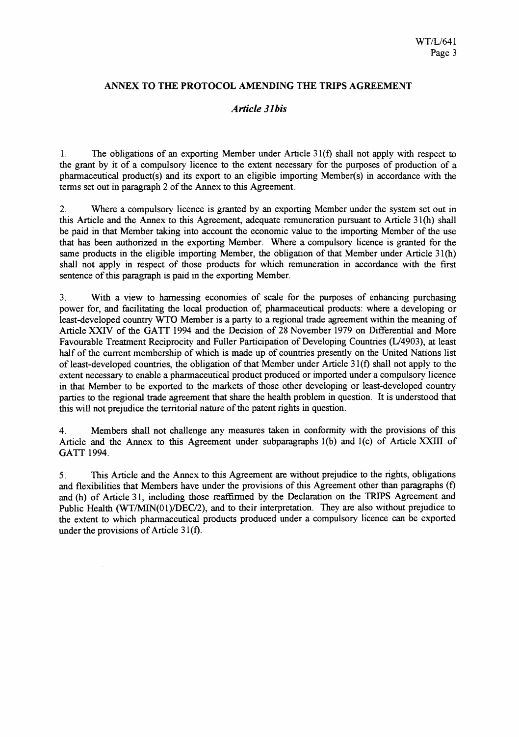## ANNEX TO THE PROTOCOL AMENDING THE TRIPS AGREEMENT

### *Article 31bis*

1. The obligations of an exporting Member under Article 31(f) shall not apply with respect to the grant by it of a compulsory licence to the extent necessary for the purposes of production of a pharmaceutical product(s) and its export to an eligible importing Member(s) in accordance with the terms set out in paragraph 2 of the Annex to this Agreement.

2. Where a compulsory licence is granted by an exporting Member under the system set out in this Article and the Annex to this Agreement, adequate remuneration pursuant to Article 31(h) shall be paid in that Member taking into account the economic value to the importing Member of the use that has been authorized in the exporting Member. Where a compulsory licence is granted for the same products in the eligible importing Member, the obligation of that Member under Article 31(h) shall not apply in respect of those products for which remuneration in accordance with the first sentence of this paragraph is paid in the exporting Member.

3. With a view to harnessing economies of scale for the purposes of enhancing purchasing power for, and facilitating the local production of, pharmaceutical products: where a developing or least-developed country WTO Member is a party to a regional trade agreement within the meaning of Article XXIV of the GATT 1994 and the Decision of 28 November 1979 on Differential and More Favourable Treatment Reciprocity and Fuller Participation of Developing Countries (L/4903), at least half of the current membership of which is made up of countries presently on the United Nations list of least-developed countries, the obligation of that Member under Article 31(f) shall not apply to the extent necessary to enable a pharmaceutical product produced or imported under a compulsory licence in that Member to be exported to the markets of those other developing or least-developed country parties to the regional trade agreement that share the health problem in question. It is understood that this will not prejudice the territorial nature of the patent rights in question.

4. Members shall not challenge any measures taken in conformity with the provisions of this Article and the Annex to this Agreement under subparagraphs 1(b) and 1(c) of Article XXIII of GATT 1994.

5. This Article and the Annex to this Agreement are without prejudice to the rights, obligations and flexibilities that Members have under the provisions of this Agreement other than paragraphs (f) and (h) of Article 31, including those reaffirmed by the Declaration on the TRIPS Agreement and Public Health (WT/MIN(01)/DEC/2), and to their interpretation. They are also without prejudice to the extent to which pharmaceutical products produced under a compulsory licence can be exported under the provisions of Article 31(f).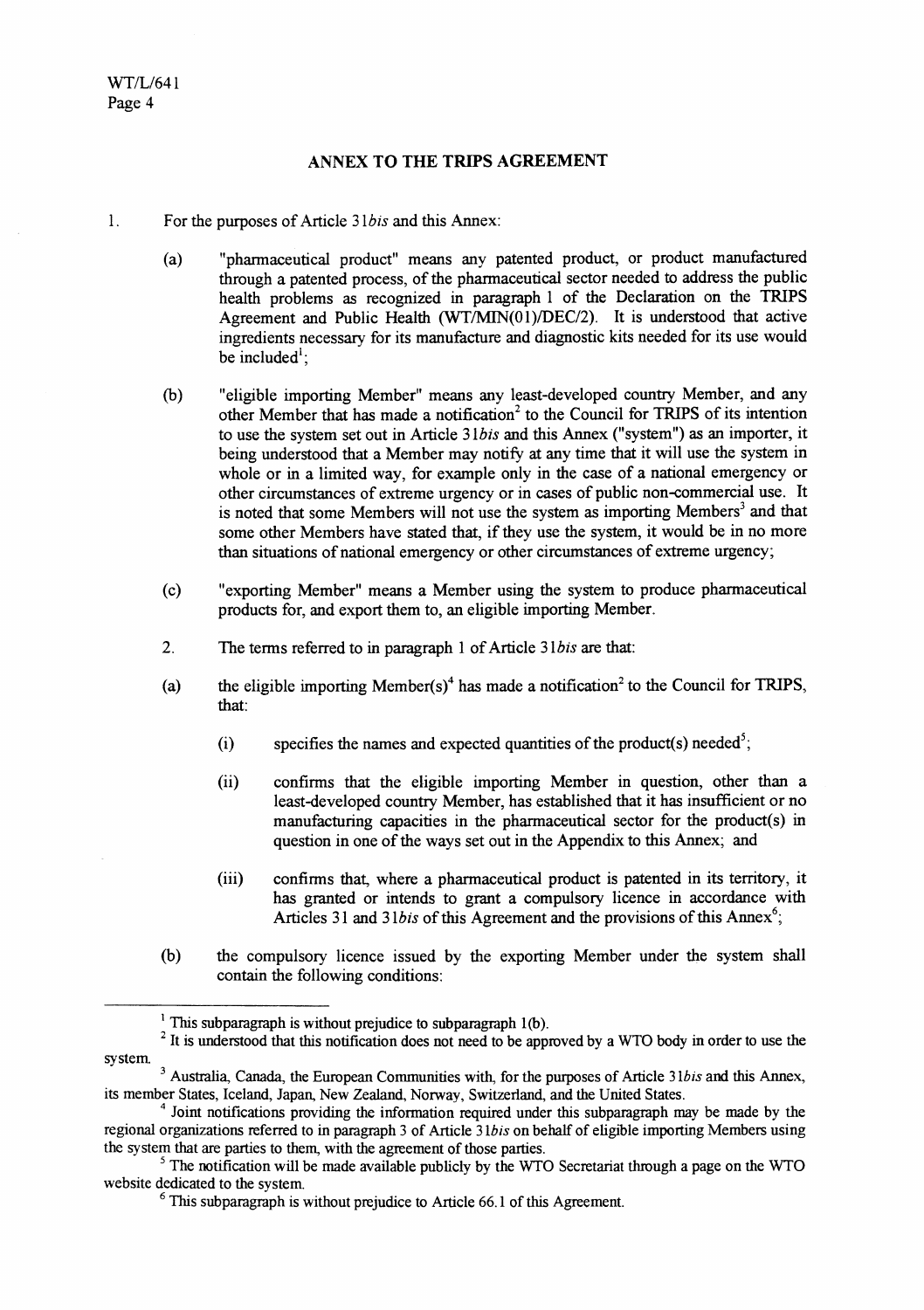## ANNEX TO THE TRIPS AGREEMENT

1. For the purposes of Article 31*bis* and this Annex:

   (a) "pharmaceutical product" means any patented product, or product manufactured through a patented process, of the pharmaceutical sector needed to address the public health problems as recognized in paragraph 1 of the Declaration on the TRIPS Agreement and Public Health (WT/MIN(01)/DEC/2). It is understood that active ingredients necessary for its manufacture and diagnostic kits needed for its use would be included[1];

   (b) "eligible importing Member" means any least-developed country Member, and any other Member that has made a notification[2] to the Council for TRIPS of its intention to use the system set out in Article 31*bis* and this Annex ("system") as an importer, it being understood that a Member may notify at any time that it will use the system in whole or in a limited way, for example only in the case of a national emergency or other circumstances of extreme urgency or in cases of public non-commercial use. It is noted that some Members will not use the system as importing Members[3] and that some other Members have stated that, if they use the system, it would be in no more than situations of national emergency or other circumstances of extreme urgency;

   (c) "exporting Member" means a Member using the system to produce pharmaceutical products for, and export them to, an eligible importing Member.

2. The terms referred to in paragraph 1 of Article 31*bis* are that:

   (a) the eligible importing Member(s)[4] has made a notification[2] to the Council for TRIPS, that:

      (i) specifies the names and expected quantities of the product(s) needed[5];

      (ii) confirms that the eligible importing Member in question, other than a least-developed country Member, has established that it has insufficient or no manufacturing capacities in the pharmaceutical sector for the product(s) in question in one of the ways set out in the Appendix to this Annex; and

      (iii) confirms that, where a pharmaceutical product is patented in its territory, it has granted or intends to grant a compulsory licence in accordance with Articles 31 and 31*bis* of this Agreement and the provisions of this Annex[6];

   (b) the compulsory licence issued by the exporting Member under the system shall contain the following conditions:

---

[1] This subparagraph is without prejudice to subparagraph 1(b).

[2] It is understood that this notification does not need to be approved by a WTO body in order to use the system.

[3] Australia, Canada, the European Communities with, for the purposes of Article 31*bis* and this Annex, its member States, Iceland, Japan, New Zealand, Norway, Switzerland, and the United States.

[4] Joint notifications providing the information required under this subparagraph may be made by the regional organizations referred to in paragraph 3 of Article 31*bis* on behalf of eligible importing Members using the system that are parties to them, with the agreement of those parties.

[5] The notification will be made available publicly by the WTO Secretariat through a page on the WTO website dedicated to the system.

[6] This subparagraph is without prejudice to Article 66.1 of this Agreement.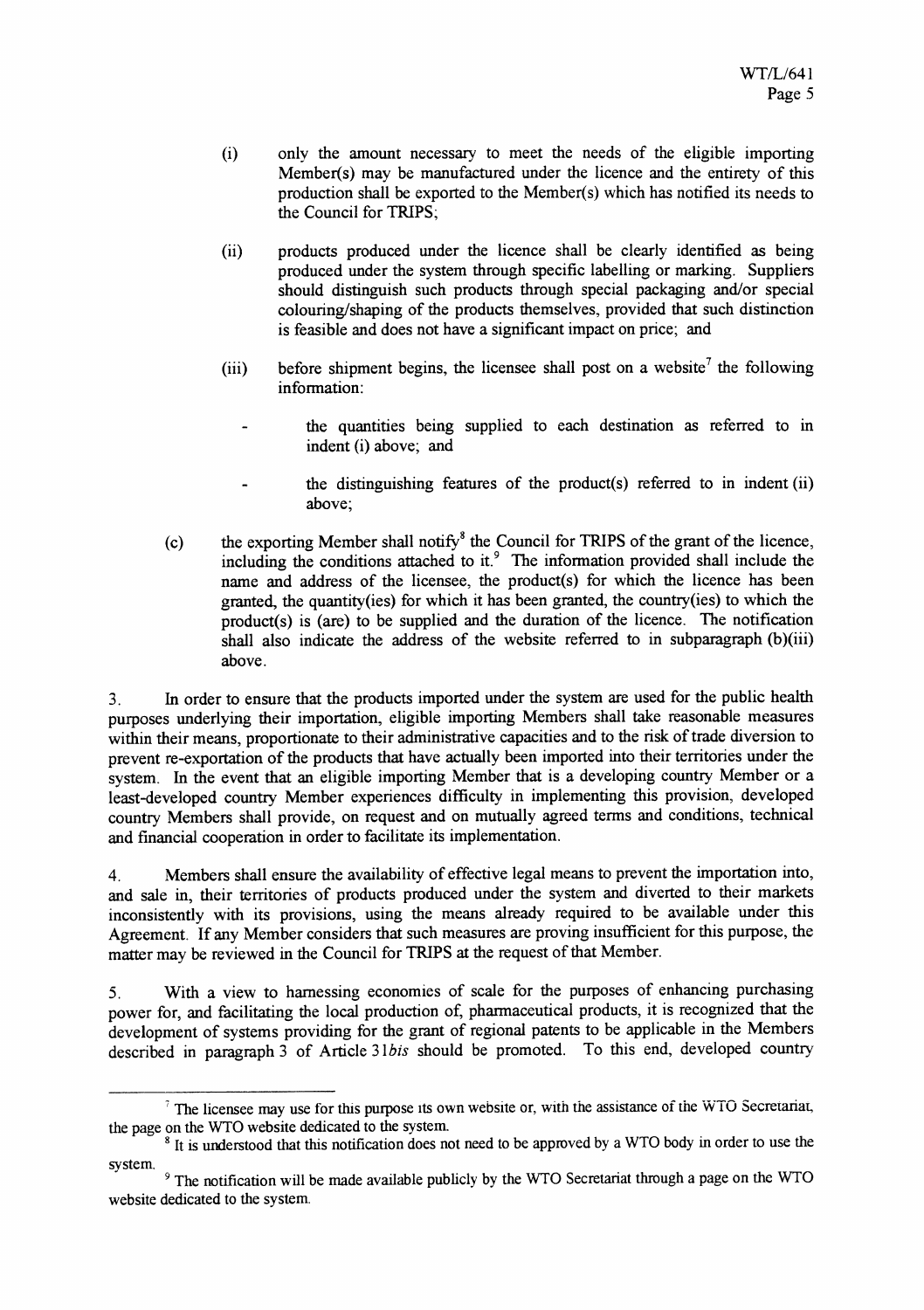(i) only the amount necessary to meet the needs of the eligible importing Member(s) may be manufactured under the licence and the entirety of this production shall be exported to the Member(s) which has notified its needs to the Council for TRIPS;

(ii) products produced under the licence shall be clearly identified as being produced under the system through specific labelling or marking. Suppliers should distinguish such products through special packaging and/or special colouring/shaping of the products themselves, provided that such distinction is feasible and does not have a significant impact on price; and

(iii) before shipment begins, the licensee shall post on a website[7] the following information:

- the quantities being supplied to each destination as referred to in indent (i) above; and
- the distinguishing features of the product(s) referred to in indent (ii) above;

(c) the exporting Member shall notify[8] the Council for TRIPS of the grant of the licence, including the conditions attached to it.[9] The information provided shall include the name and address of the licensee, the product(s) for which the licence has been granted, the quantity(ies) for which it has been granted, the country(ies) to which the product(s) is (are) to be supplied and the duration of the licence. The notification shall also indicate the address of the website referred to in subparagraph (b)(iii) above.

3. In order to ensure that the products imported under the system are used for the public health purposes underlying their importation, eligible importing Members shall take reasonable measures within their means, proportionate to their administrative capacities and to the risk of trade diversion to prevent re-exportation of the products that have actually been imported into their territories under the system. In the event that an eligible importing Member that is a developing country Member or a least-developed country Member experiences difficulty in implementing this provision, developed country Members shall provide, on request and on mutually agreed terms and conditions, technical and financial cooperation in order to facilitate its implementation.

4. Members shall ensure the availability of effective legal means to prevent the importation into, and sale in, their territories of products produced under the system and diverted to their markets inconsistently with its provisions, using the means already required to be available under this Agreement. If any Member considers that such measures are proving insufficient for this purpose, the matter may be reviewed in the Council for TRIPS at the request of that Member.

5. With a view to harnessing economies of scale for the purposes of enhancing purchasing power for, and facilitating the local production of, pharmaceutical products, it is recognized that the development of systems providing for the grant of regional patents to be applicable in the Members described in paragraph 3 of Article 31*bis* should be promoted. To this end, developed country

---

[7] The licensee may use for this purpose its own website or, with the assistance of the WTO Secretariat, the page on the WTO website dedicated to the system.

[8] It is understood that this notification does not need to be approved by a WTO body in order to use the system.

[9] The notification will be made available publicly by the WTO Secretariat through a page on the WTO website dedicated to the system.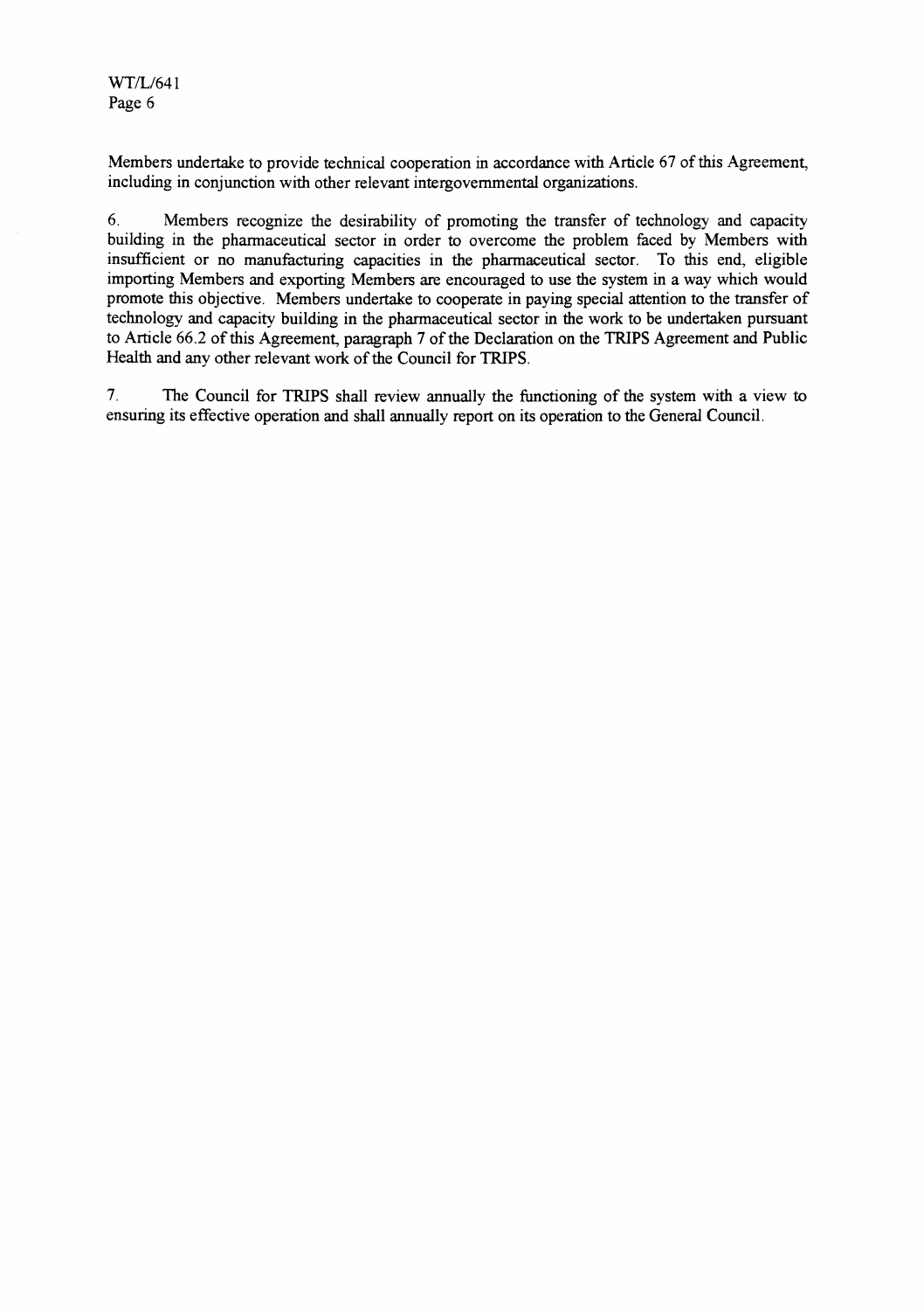Members undertake to provide technical cooperation in accordance with Article 67 of this Agreement, including in conjunction with other relevant intergovernmental organizations.

6. Members recognize the desirability of promoting the transfer of technology and capacity building in the pharmaceutical sector in order to overcome the problem faced by Members with insufficient or no manufacturing capacities in the pharmaceutical sector. To this end, eligible importing Members and exporting Members are encouraged to use the system in a way which would promote this objective. Members undertake to cooperate in paying special attention to the transfer of technology and capacity building in the pharmaceutical sector in the work to be undertaken pursuant to Article 66.2 of this Agreement, paragraph 7 of the Declaration on the TRIPS Agreement and Public Health and any other relevant work of the Council for TRIPS.

7. The Council for TRIPS shall review annually the functioning of the system with a view to ensuring its effective operation and shall annually report on its operation to the General Council.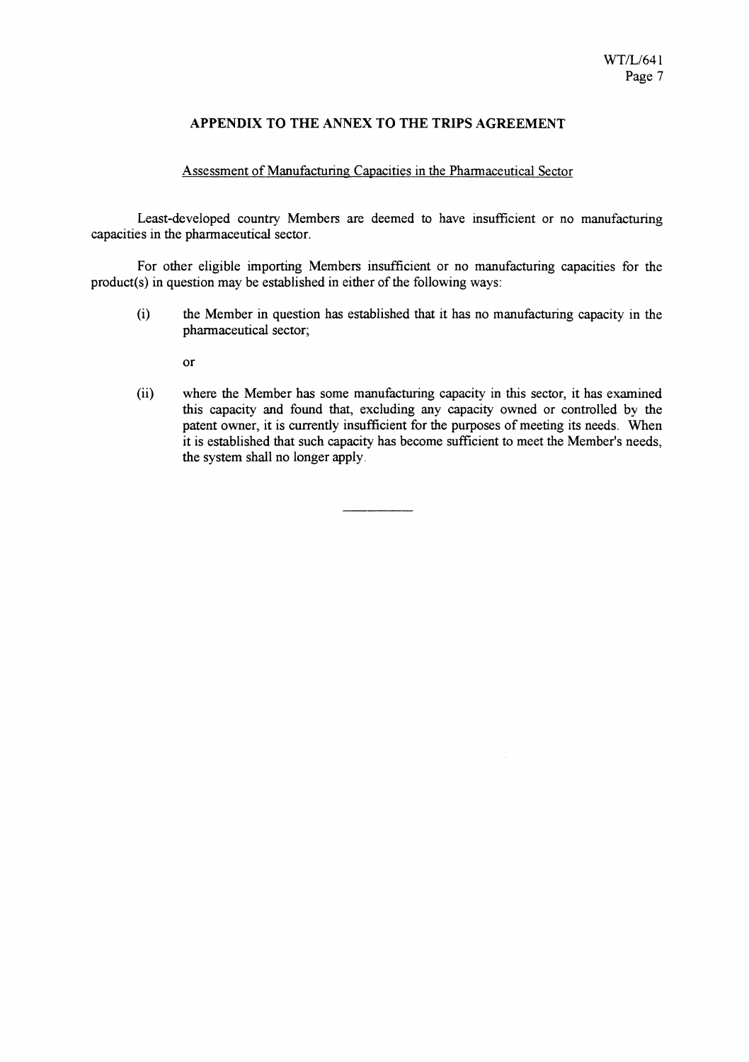## APPENDIX TO THE ANNEX TO THE TRIPS AGREEMENT

Assessment of Manufacturing Capacities in the Pharmaceutical Sector

Least-developed country Members are deemed to have insufficient or no manufacturing capacities in the pharmaceutical sector.

For other eligible importing Members insufficient or no manufacturing capacities for the product(s) in question may be established in either of the following ways:

(i) the Member in question has established that it has no manufacturing capacity in the pharmaceutical sector;

or

(ii) where the Member has some manufacturing capacity in this sector, it has examined this capacity and found that, excluding any capacity owned or controlled by the patent owner, it is currently insufficient for the purposes of meeting its needs. When it is established that such capacity has become sufficient to meet the Member's needs, the system shall no longer apply.

---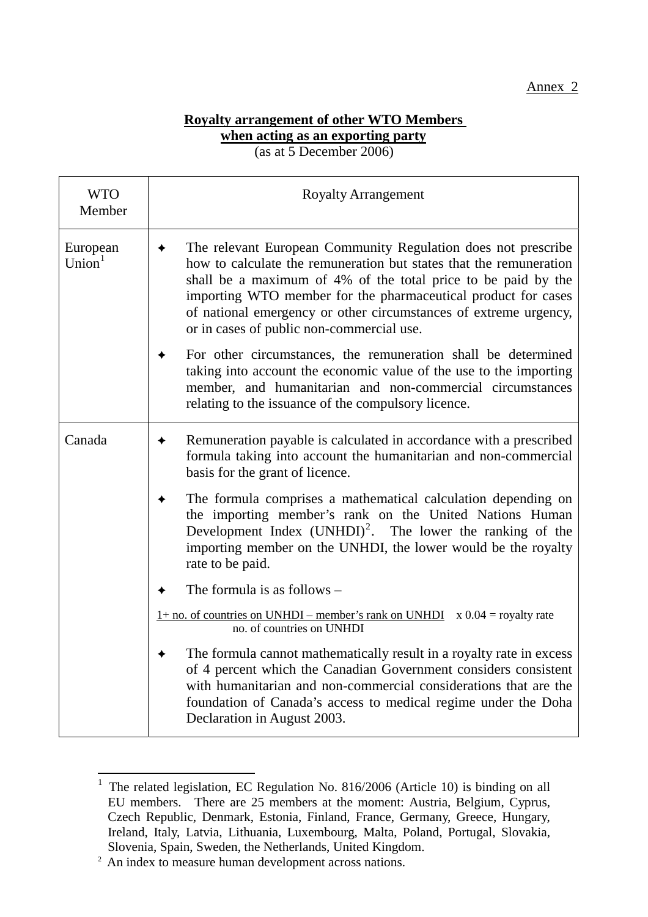Annex 2

**Royalty arrangement of other WTO Members when acting as an exporting party**

(as at 5 December 2006)

| WTO Member | Royalty Arrangement |
|---|---|
| European Union[1] | ✦ The relevant European Community Regulation does not prescribe how to calculate the remuneration but states that the remuneration shall be a maximum of 4% of the total price to be paid by the importing WTO member for the pharmaceutical product for cases of national emergency or other circumstances of extreme urgency, or in cases of public non-commercial use.<br><br>✦ For other circumstances, the remuneration shall be determined taking into account the economic value of the use to the importing member, and humanitarian and non-commercial circumstances relating to the issuance of the compulsory licence. |
| Canada | ✦ Remuneration payable is calculated in accordance with a prescribed formula taking into account the humanitarian and non-commercial basis for the grant of licence.<br><br>✦ The formula comprises a mathematical calculation depending on the importing member's rank on the United Nations Human Development Index (UNHDI)[2]. The lower the ranking of the importing member on the UNHDI, the lower would be the royalty rate to be paid.<br><br>✦ The formula is as follows –<br><br>$\frac{1 + \text{no. of countries on UNHDI} - \text{member's rank on UNHDI}}{\text{no. of countries on UNHDI}} \times 0.04 = \text{royalty rate}$<br><br>✦ The formula cannot mathematically result in a royalty rate in excess of 4 percent which the Canadian Government considers consistent with humanitarian and non-commercial considerations that are the foundation of Canada's access to medical regime under the Doha Declaration in August 2003. |

[1] The related legislation, EC Regulation No. 816/2006 (Article 10) is binding on all EU members. There are 25 members at the moment: Austria, Belgium, Cyprus, Czech Republic, Denmark, Estonia, Finland, France, Germany, Greece, Hungary, Ireland, Italy, Latvia, Lithuania, Luxembourg, Malta, Poland, Portugal, Slovakia, Slovenia, Spain, Sweden, the Netherlands, United Kingdom.

[2] An index to measure human development across nations.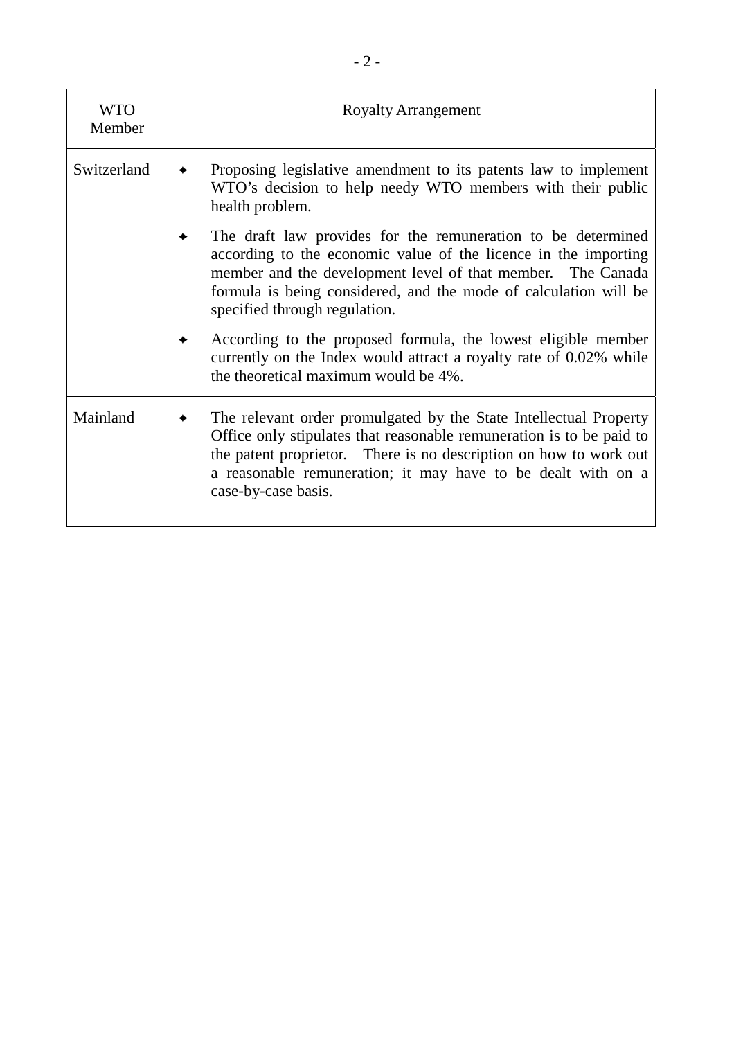| WTO Member | Royalty Arrangement |
|---|---|
| Switzerland | ✦ Proposing legislative amendment to its patents law to implement WTO's decision to help needy WTO members with their public health problem.<br><br>✦ The draft law provides for the remuneration to be determined according to the economic value of the licence in the importing member and the development level of that member. The Canada formula is being considered, and the mode of calculation will be specified through regulation.<br><br>✦ According to the proposed formula, the lowest eligible member currently on the Index would attract a royalty rate of 0.02% while the theoretical maximum would be 4%. |
| Mainland | ✦ The relevant order promulgated by the State Intellectual Property Office only stipulates that reasonable remuneration is to be paid to the patent proprietor. There is no description on how to work out a reasonable remuneration; it may have to be dealt with on a case-by-case basis. |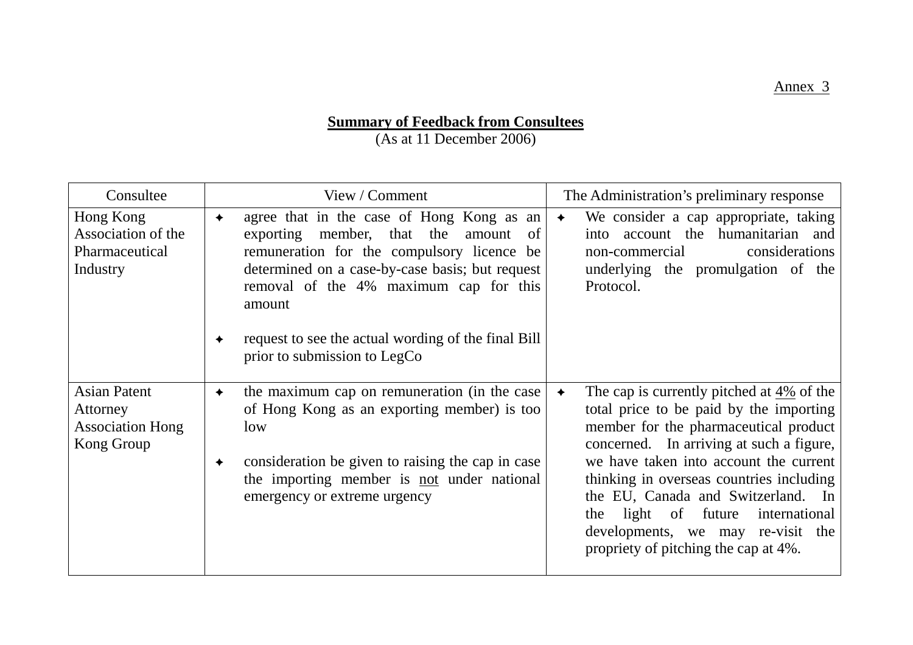Annex 3

**Summary of Feedback from Consultees**
(As at 11 December 2006)

| Consultee | View / Comment | The Administration's preliminary response |
|---|---|---|
| Hong Kong Association of the Pharmaceutical Industry | ✦ agree that in the case of Hong Kong as an exporting member, that the amount of remuneration for the compulsory licence be determined on a case-by-case basis; but request removal of the 4% maximum cap for this amount<br><br>✦ request to see the actual wording of the final Bill prior to submission to LegCo | ✦ We consider a cap appropriate, taking into account the humanitarian and non-commercial considerations underlying the promulgation of the Protocol. |
| Asian Patent Attorney Association Hong Kong Group | ✦ the maximum cap on remuneration (in the case of Hong Kong as an exporting member) is too low<br><br>✦ consideration be given to raising the cap in case the importing member is <u>not</u> under national emergency or extreme urgency | ✦ The cap is currently pitched at <u>4%</u> of the total price to be paid by the importing member for the pharmaceutical product concerned. In arriving at such a figure, we have taken into account the current thinking in overseas countries including the EU, Canada and Switzerland. In the light of future international developments, we may re-visit the propriety of pitching the cap at 4%. |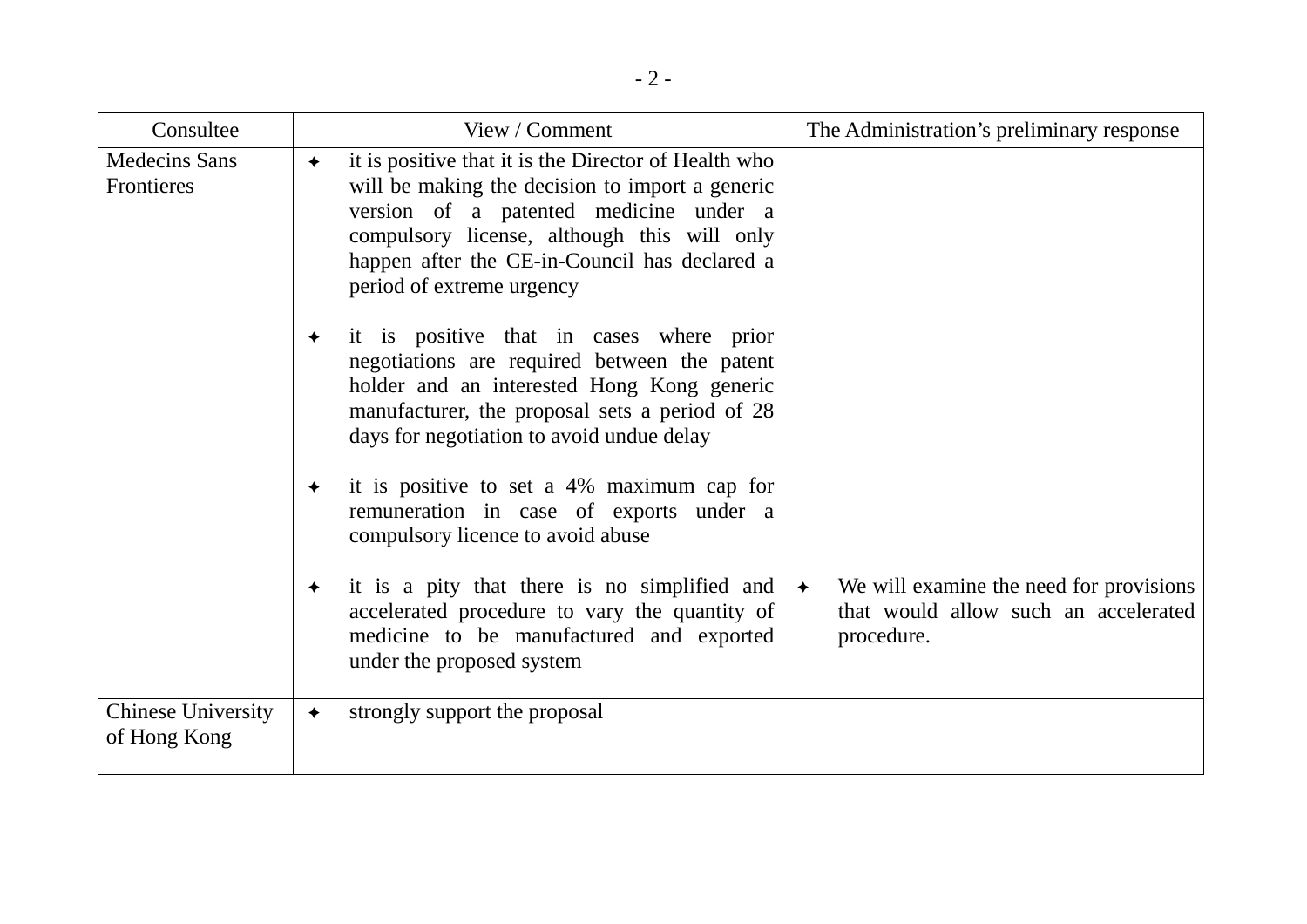| Consultee | View / Comment | The Administration's preliminary response |
| --- | --- | --- |
| Medecins Sans Frontieres | ✦ it is positive that it is the Director of Health who will be making the decision to import a generic version of a patented medicine under a compulsory license, although this will only happen after the CE-in-Council has declared a period of extreme urgency<br><br>✦ it is positive that in cases where prior negotiations are required between the patent holder and an interested Hong Kong generic manufacturer, the proposal sets a period of 28 days for negotiation to avoid undue delay<br><br>✦ it is positive to set a 4% maximum cap for remuneration in case of exports under a compulsory licence to avoid abuse<br><br>✦ it is a pity that there is no simplified and accelerated procedure to vary the quantity of medicine to be manufactured and exported under the proposed system | ✦ We will examine the need for provisions that would allow such an accelerated procedure. |
| Chinese University of Hong Kong | ✦ strongly support the proposal | |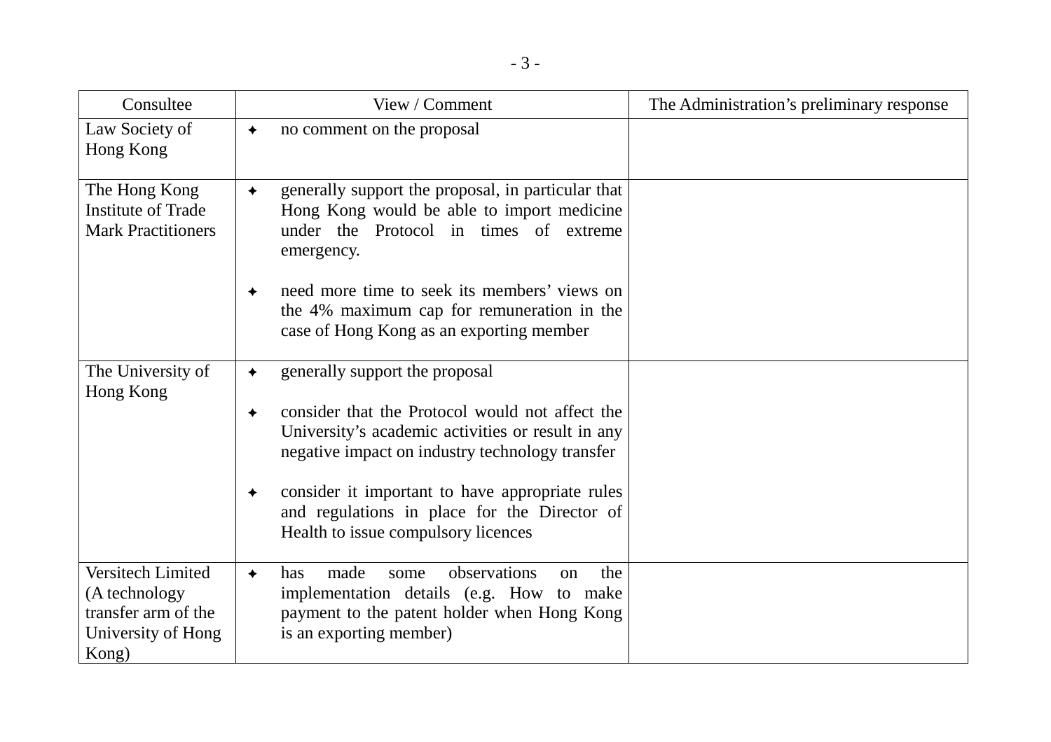| Consultee | View / Comment | The Administration's preliminary response |
|---|---|---|
| Law Society of Hong Kong | ✦ no comment on the proposal | |
| The Hong Kong Institute of Trade Mark Practitioners | ✦ generally support the proposal, in particular that Hong Kong would be able to import medicine under the Protocol in times of extreme emergency.<br><br>✦ need more time to seek its members' views on the 4% maximum cap for remuneration in the case of Hong Kong as an exporting member | |
| The University of Hong Kong | ✦ generally support the proposal<br><br>✦ consider that the Protocol would not affect the University's academic activities or result in any negative impact on industry technology transfer<br><br>✦ consider it important to have appropriate rules and regulations in place for the Director of Health to issue compulsory licences | |
| Versitech Limited (A technology transfer arm of the University of Hong Kong) | ✦ has made some observations on the implementation details (e.g. How to make payment to the patent holder when Hong Kong is an exporting member) | |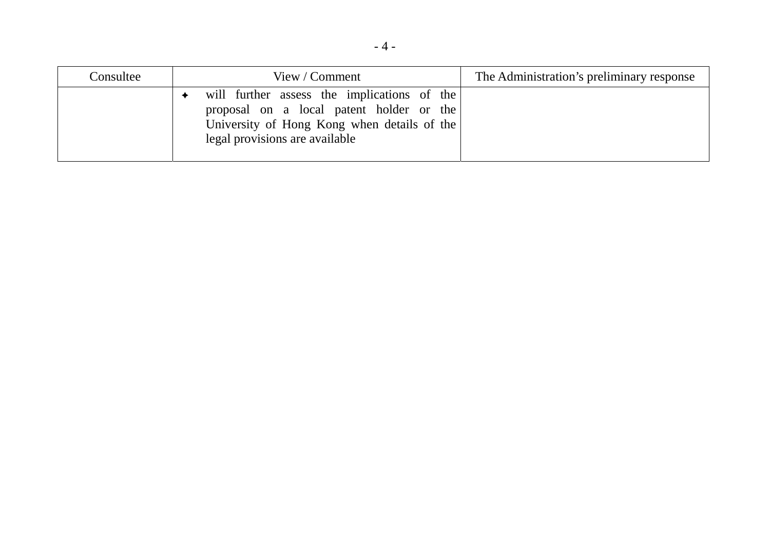| Consultee | View / Comment | The Administration's preliminary response |
|---|---|---|
| | ✦ will further assess the implications of the proposal on a local patent holder or the University of Hong Kong when details of the legal provisions are available | |